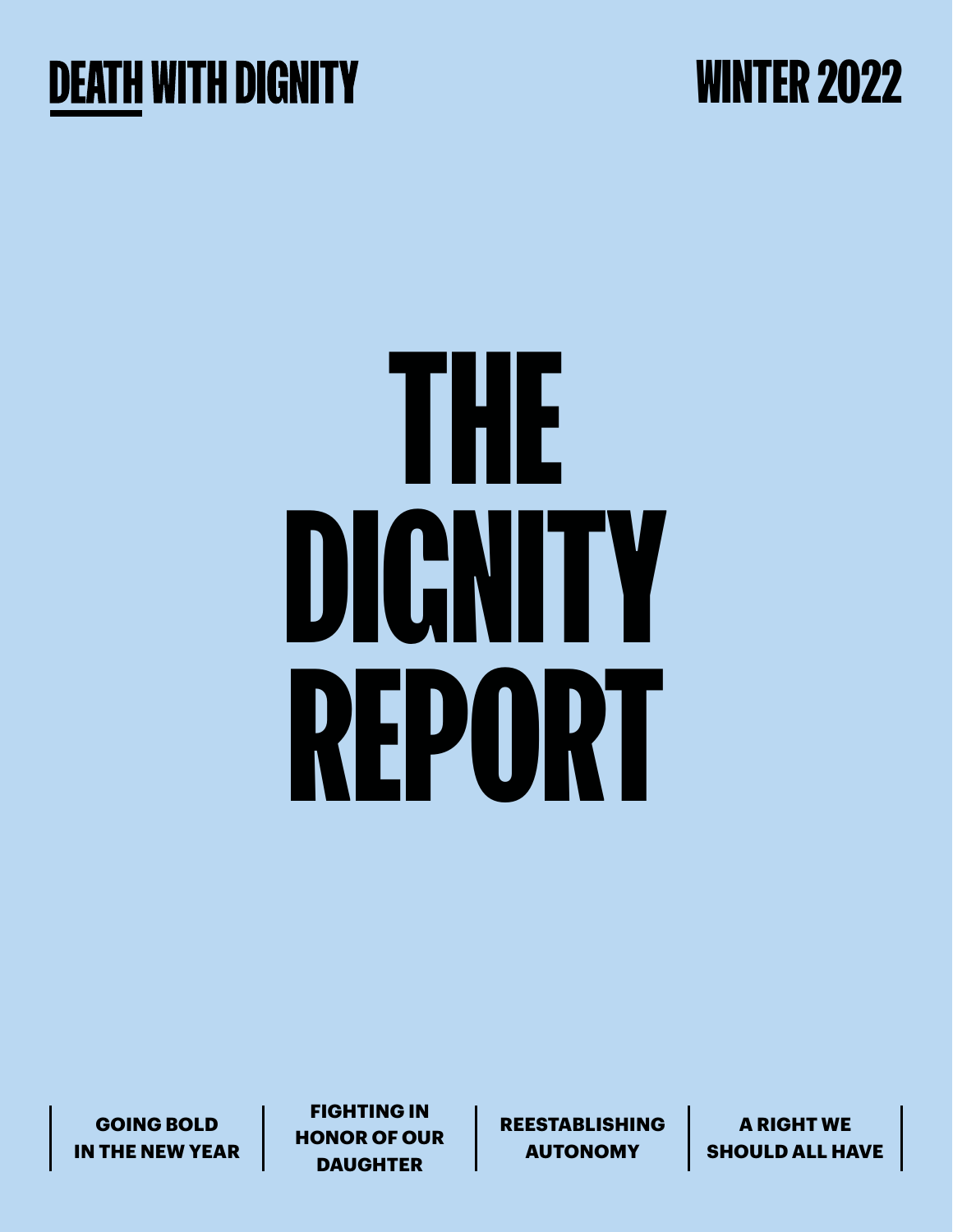DEATH WITH DIGNITY

WINTER 2022

# THE DIGNITY REPORT

**GOING BOLD IN THE NEW YEAR** | **FIGHTING IN HONOR OF OUR DAUGHTER** | **REESTABLISHING AUTONOMY** | **A RIGHT WE SHOULD ALL HAVE**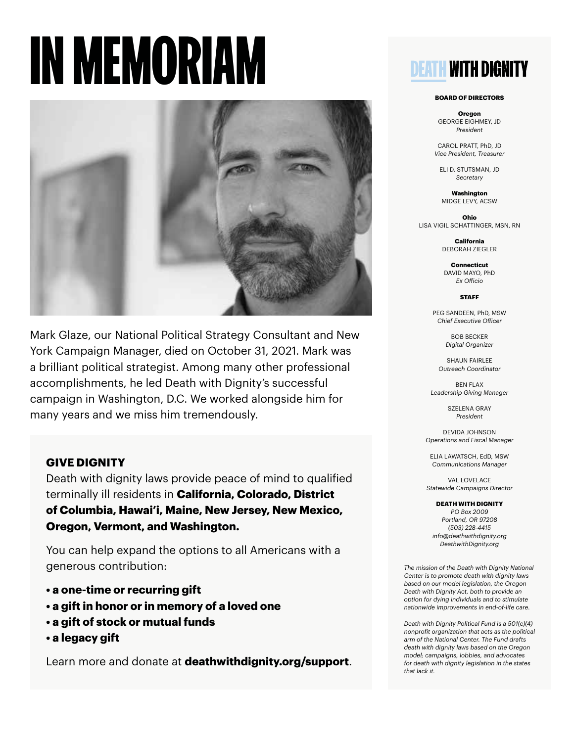# IN MEMORIAM

Mark Glaze, our National Political Strategy Consultant and New York Campaign Manager, died on October 31, 2021. Mark was a brilliant political strategist. Among many other professional accomplishments, he led Death with Dignity's successful campaign in Washington, D.C. We worked alongside him for many years and we miss him tremendously.

## GIVE DIGNITY

Death with dignity laws provide peace of mind to qualified terminally ill residents in **California, Colorado, District of Columbia, Hawai'i, Maine, New Jersey, New Mexico, Oregon, Vermont, and Washington.**

You can help expand the options to all Americans with a generous contribution:

- **a one-time or recurring gift**
- **a gift in honor or in memory of a loved one**
- **a gift of stock or mutual funds**
- **a legacy gift**

Learn more and donate at **deathwithdignity.org/support**.

## DEATH WITH DIGNITY

**BOARD OF DIRECTORS**

**Oregon**
GEORGE EIGHMEY, JD
*President*

CAROL PRATT, PhD, JD
*Vice President, Treasurer*

ELI D. STUTSMAN, JD
*Secretary*

**Washington**
MIDGE LEVY, ACSW

**Ohio**
LISA VIGIL SCHATTINGER, MSN, RN

**California**
DEBORAH ZIEGLER

**Connecticut**
DAVID MAYO, PhD
*Ex Officio*

**STAFF**

PEG SANDEEN, PhD, MSW
*Chief Executive Officer*

BOB BECKER
*Digital Organizer*

SHAUN FAIRLEE
*Outreach Coordinator*

BEN FLAX
*Leadership Giving Manager*

SZELENA GRAY
*President*

DEVIDA JOHNSON
*Operations and Fiscal Manager*

ELIA LAWATSCH, EdD, MSW
*Communications Manager*

VAL LOVELACE
*Statewide Campaigns Director*

**DEATH WITH DIGNITY**
*PO Box 2009*
*Portland, OR 97208*
*(503) 228-4415*
*info@deathwithdignity.org*
*DeathwithDignity.org*

*The mission of the Death with Dignity National Center is to promote death with dignity laws based on our model legislation, the Oregon Death with Dignity Act, both to provide an option for dying individuals and to stimulate nationwide improvements in end-of-life care.*

*Death with Dignity Political Fund is a 501(c)(4) nonprofit organization that acts as the political arm of the National Center. The Fund drafts death with dignity laws based on the Oregon model; campaigns, lobbies, and advocates for death with dignity legislation in the states that lack it.*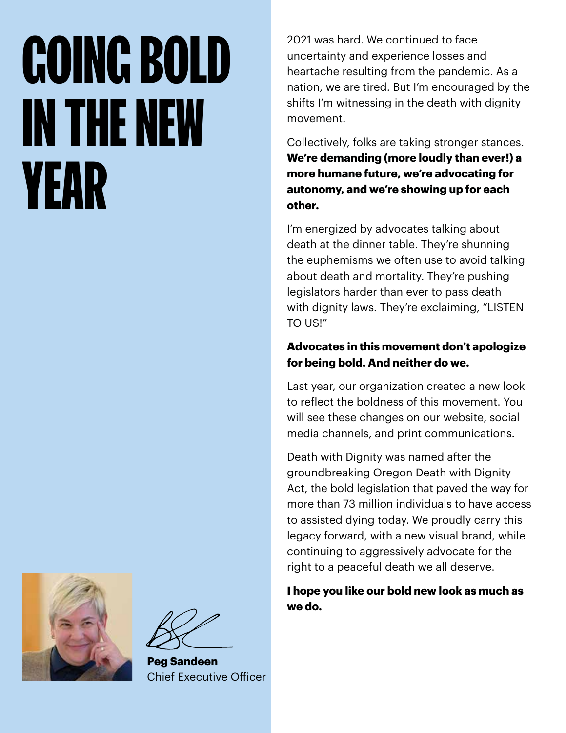# GOING BOLD IN THE NEW YEAR

2021 was hard. We continued to face uncertainty and experience losses and heartache resulting from the pandemic. As a nation, we are tired. But I'm encouraged by the shifts I'm witnessing in the death with dignity movement.

Collectively, folks are taking stronger stances. **We're demanding (more loudly than ever!) a more humane future, we're advocating for autonomy, and we're showing up for each other.**

I'm energized by advocates talking about death at the dinner table. They're shunning the euphemisms we often use to avoid talking about death and mortality. They're pushing legislators harder than ever to pass death with dignity laws. They're exclaiming, "LISTEN TO US!"

**Advocates in this movement don't apologize for being bold. And neither do we.**

Last year, our organization created a new look to reflect the boldness of this movement. You will see these changes on our website, social media channels, and print communications.

Death with Dignity was named after the groundbreaking Oregon Death with Dignity Act, the bold legislation that paved the way for more than 73 million individuals to have access to assisted dying today. We proudly carry this legacy forward, with a new visual brand, while continuing to aggressively advocate for the right to a peaceful death we all deserve.

**I hope you like our bold new look as much as we do.**

**Peg Sandeen**
Chief Executive Officer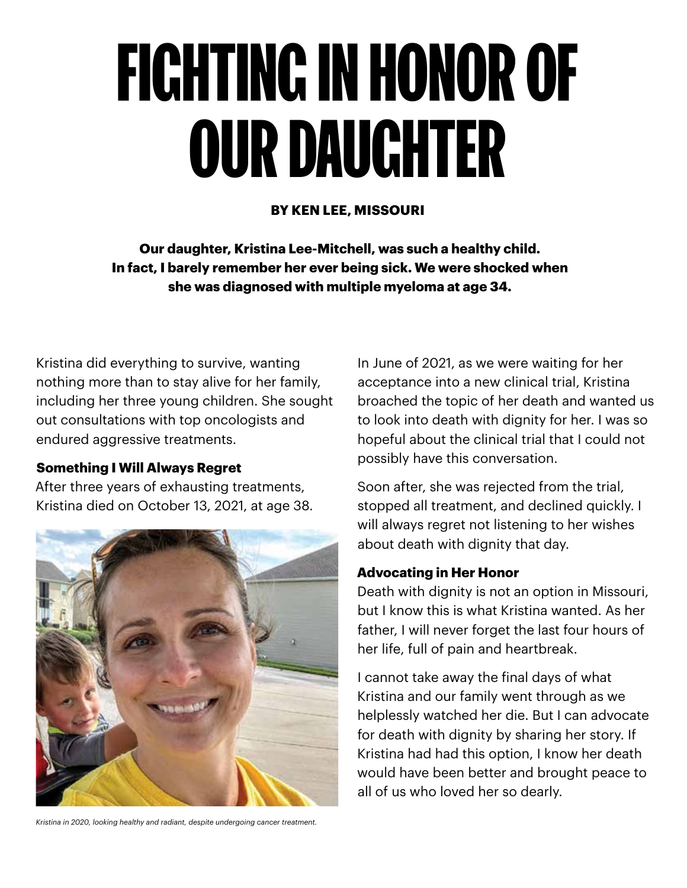# FIGHTING IN HONOR OF OUR DAUGHTER

**BY KEN LEE, MISSOURI**

**Our daughter, Kristina Lee-Mitchell, was such a healthy child. In fact, I barely remember her ever being sick. We were shocked when she was diagnosed with multiple myeloma at age 34.**

Kristina did everything to survive, wanting nothing more than to stay alive for her family, including her three young children. She sought out consultations with top oncologists and endured aggressive treatments.

### Something I Will Always Regret

After three years of exhausting treatments, Kristina died on October 13, 2021, at age 38.

*Kristina in 2020, looking healthy and radiant, despite undergoing cancer treatment.*

In June of 2021, as we were waiting for her acceptance into a new clinical trial, Kristina broached the topic of her death and wanted us to look into death with dignity for her. I was so hopeful about the clinical trial that I could not possibly have this conversation.

Soon after, she was rejected from the trial, stopped all treatment, and declined quickly. I will always regret not listening to her wishes about death with dignity that day.

### Advocating in Her Honor

Death with dignity is not an option in Missouri, but I know this is what Kristina wanted. As her father, I will never forget the last four hours of her life, full of pain and heartbreak.

I cannot take away the final days of what Kristina and our family went through as we helplessly watched her die. But I can advocate for death with dignity by sharing her story. If Kristina had had this option, I know her death would have been better and brought peace to all of us who loved her so dearly.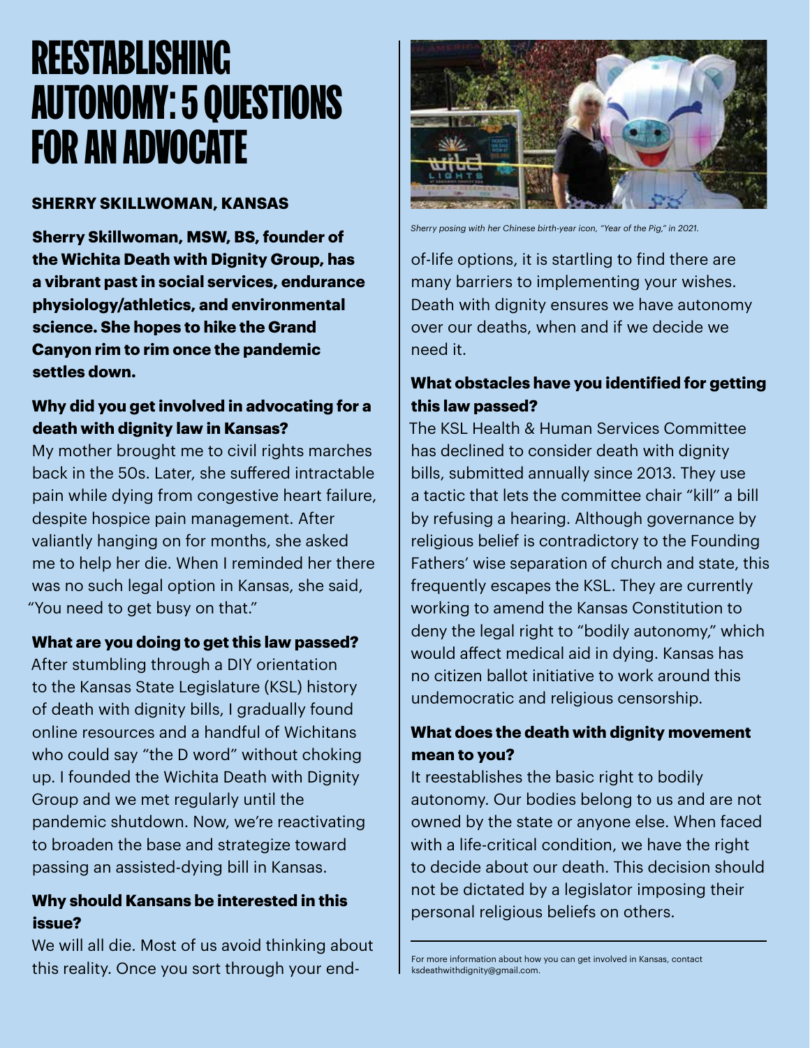# REESTABLISHING AUTONOMY: 5 QUESTIONS FOR AN ADVOCATE

**SHERRY SKILLWOMAN, KANSAS**

**Sherry Skillwoman, MSW, BS, founder of the Wichita Death with Dignity Group, has a vibrant past in social services, endurance physiology/athletics, and environmental science. She hopes to hike the Grand Canyon rim to rim once the pandemic settles down.**

### Why did you get involved in advocating for a death with dignity law in Kansas?

My mother brought me to civil rights marches back in the 50s. Later, she suffered intractable pain while dying from congestive heart failure, despite hospice pain management. After valiantly hanging on for months, she asked me to help her die. When I reminded her there was no such legal option in Kansas, she said, "You need to get busy on that."

### What are you doing to get this law passed?

After stumbling through a DIY orientation to the Kansas State Legislature (KSL) history of death with dignity bills, I gradually found online resources and a handful of Wichitans who could say "the D word" without choking up. I founded the Wichita Death with Dignity Group and we met regularly until the pandemic shutdown. Now, we're reactivating to broaden the base and strategize toward passing an assisted-dying bill in Kansas.

### Why should Kansans be interested in this issue?

We will all die. Most of us avoid thinking about this reality. Once you sort through your end-of-life options, it is startling to find there are many barriers to implementing your wishes. Death with dignity ensures we have autonomy over our deaths, when and if we decide we need it.

*Sherry posing with her Chinese birth-year icon, "Year of the Pig," in 2021.*

### What obstacles have you identified for getting this law passed?

The KSL Health & Human Services Committee has declined to consider death with dignity bills, submitted annually since 2013. They use a tactic that lets the committee chair "kill" a bill by refusing a hearing. Although governance by religious belief is contradictory to the Founding Fathers' wise separation of church and state, this frequently escapes the KSL. They are currently working to amend the Kansas Constitution to deny the legal right to "bodily autonomy," which would affect medical aid in dying. Kansas has no citizen ballot initiative to work around this undemocratic and religious censorship.

### What does the death with dignity movement mean to you?

It reestablishes the basic right to bodily autonomy. Our bodies belong to us and are not owned by the state or anyone else. When faced with a life-critical condition, we have the right to decide about our death. This decision should not be dictated by a legislator imposing their personal religious beliefs on others.

---

For more information about how you can get involved in Kansas, contact ksdeathwithdignity@gmail.com.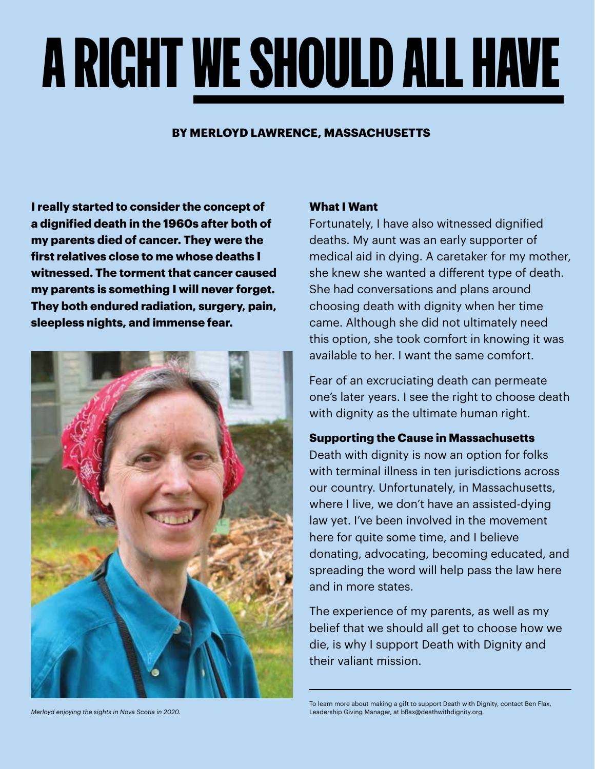# A RIGHT WE SHOULD ALL HAVE

**BY MERLOYD LAWRENCE, MASSACHUSETTS**

**I really started to consider the concept of a dignified death in the 1960s after both of my parents died of cancer. They were the first relatives close to me whose deaths I witnessed. The torment that cancer caused my parents is something I will never forget. They both endured radiation, surgery, pain, sleepless nights, and immense fear.**

*Merloyd enjoying the sights in Nova Scotia in 2020.*

### What I Want

Fortunately, I have also witnessed dignified deaths. My aunt was an early supporter of medical aid in dying. A caretaker for my mother, she knew she wanted a different type of death. She had conversations and plans around choosing death with dignity when her time came. Although she did not ultimately need this option, she took comfort in knowing it was available to her. I want the same comfort.

Fear of an excruciating death can permeate one's later years. I see the right to choose death with dignity as the ultimate human right.

### Supporting the Cause in Massachusetts

Death with dignity is now an option for folks with terminal illness in ten jurisdictions across our country. Unfortunately, in Massachusetts, where I live, we don't have an assisted-dying law yet. I've been involved in the movement here for quite some time, and I believe donating, advocating, becoming educated, and spreading the word will help pass the law here and in more states.

The experience of my parents, as well as my belief that we should all get to choose how we die, is why I support Death with Dignity and their valiant mission.

---

To learn more about making a gift to support Death with Dignity, contact Ben Flax, Leadership Giving Manager, at bflax@deathwithdignity.org.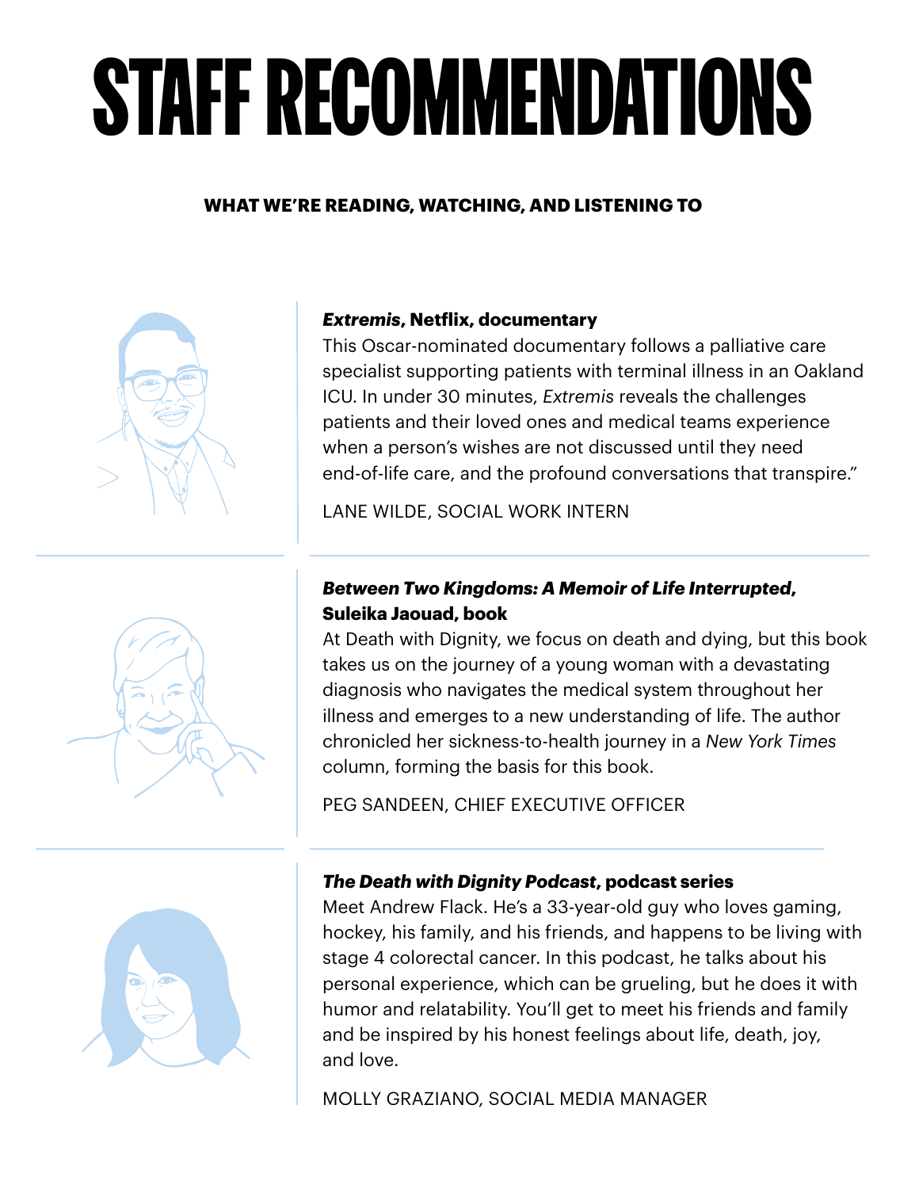# STAFF RECOMMENDATIONS

**WHAT WE'RE READING, WATCHING, AND LISTENING TO**

***Extremis*, Netflix, documentary**

This Oscar-nominated documentary follows a palliative care specialist supporting patients with terminal illness in an Oakland ICU. In under 30 minutes, *Extremis* reveals the challenges patients and their loved ones and medical teams experience when a person's wishes are not discussed until they need end-of-life care, and the profound conversations that transpire."

LANE WILDE, SOCIAL WORK INTERN

***Between Two Kingdoms: A Memoir of Life Interrupted*, Suleika Jaouad, book**

At Death with Dignity, we focus on death and dying, but this book takes us on the journey of a young woman with a devastating diagnosis who navigates the medical system throughout her illness and emerges to a new understanding of life. The author chronicled her sickness-to-health journey in a *New York Times* column, forming the basis for this book.

PEG SANDEEN, CHIEF EXECUTIVE OFFICER

***The Death with Dignity Podcast*, podcast series**

Meet Andrew Flack. He's a 33-year-old guy who loves gaming, hockey, his family, and his friends, and happens to be living with stage 4 colorectal cancer. In this podcast, he talks about his personal experience, which can be grueling, but he does it with humor and relatability. You'll get to meet his friends and family and be inspired by his honest feelings about life, death, joy, and love.

MOLLY GRAZIANO, SOCIAL MEDIA MANAGER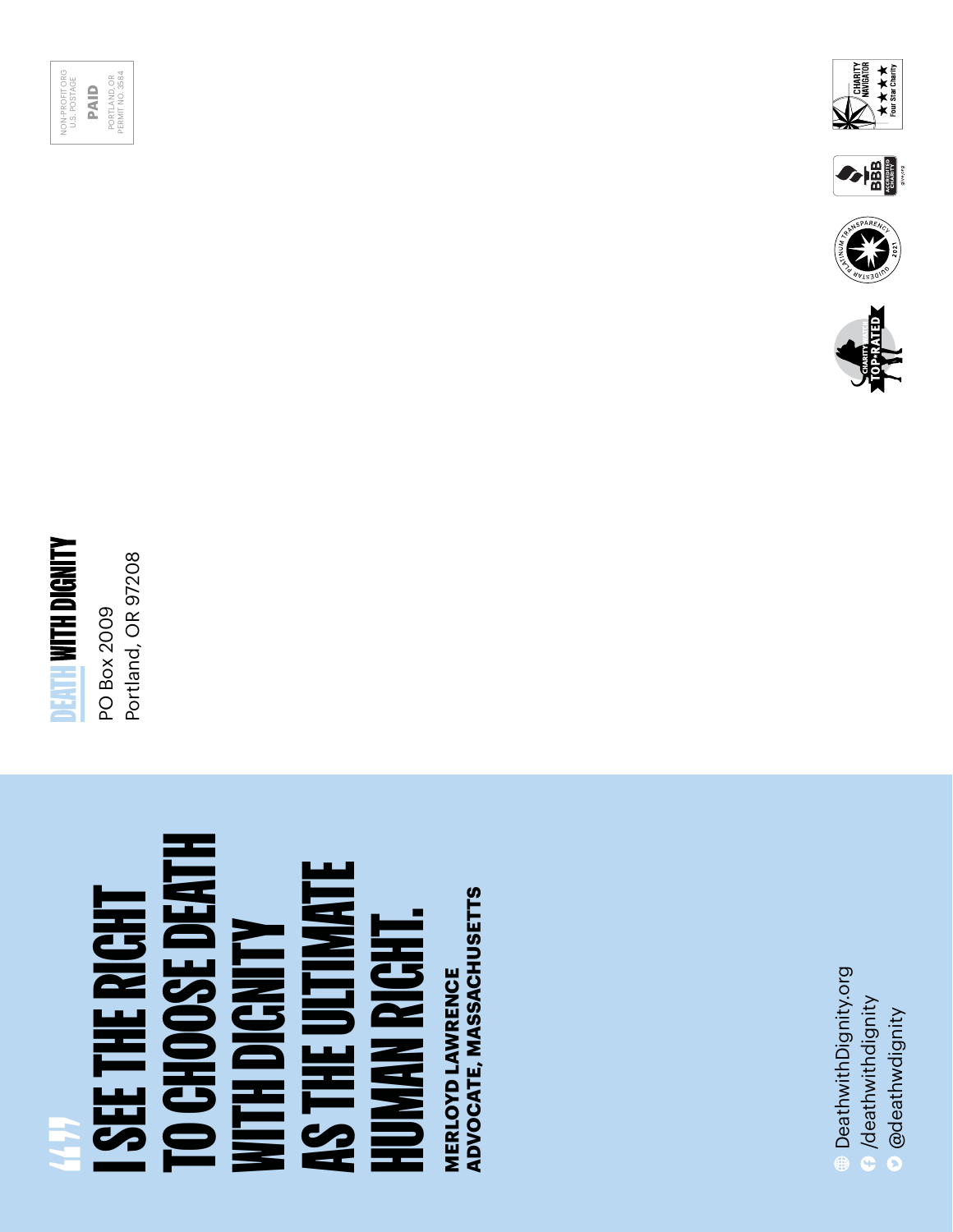NON-PROFIT ORG
U.S. POSTAGE
**PAID**
PORTLAND, OR
PERMIT NO. 3584

**DEATH WITH DIGNITY**

PO Box 2009
Portland, OR 97208

# "I SEE THE RIGHT TO CHOOSE DEATH WITH DIGNITY AS THE ULTIMATE HUMAN RIGHT."

**MERLOYD LAWRENCE**
**ADVOCATE, MASSACHUSETTS**

DeathwithDignity.org
/deathwithdignity
@deathwdignity

CHARITY NAVIGATOR ★★★★ Four Star Charity

BBB ACCREDITED CHARITY give.org

PLATINUM TRANSPARENCY 2021 GUIDESTAR

CHARITY TOP-RATED